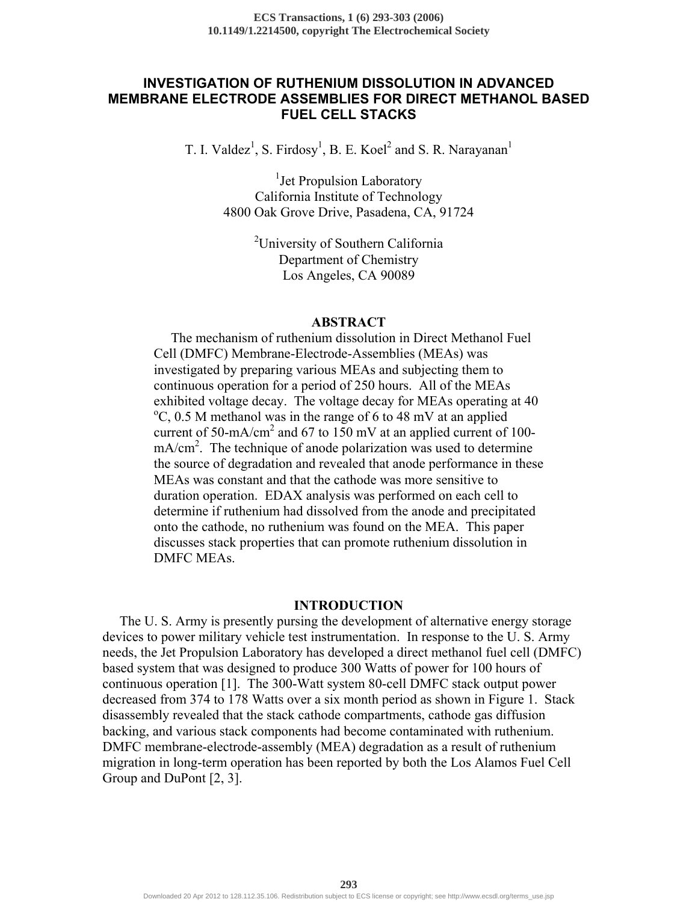# INVESTIGATION OF RUTHENIUM DISSOLUTION IN ADVANCED MEMBRANE ELECTRODE ASSEMBLIES FOR DIRECT METHANOL BASED FUEL CELL STACKS

T. I. Valdez[1], S. Firdosy[1], B. E. Koel[2] and S. R. Narayanan[1]

[1]Jet Propulsion Laboratory
California Institute of Technology
4800 Oak Grove Drive, Pasadena, CA, 91724

[2]University of Southern California
Department of Chemistry
Los Angeles, CA 90089

## ABSTRACT

The mechanism of ruthenium dissolution in Direct Methanol Fuel Cell (DMFC) Membrane-Electrode-Assemblies (MEAs) was investigated by preparing various MEAs and subjecting them to continuous operation for a period of 250 hours. All of the MEAs exhibited voltage decay. The voltage decay for MEAs operating at 40 $^{o}$C, 0.5 M methanol was in the range of 6 to 48 mV at an applied current of 50-mA/cm$^2$ and 67 to 150 mV at an applied current of 100-mA/cm$^2$. The technique of anode polarization was used to determine the source of degradation and revealed that anode performance in these MEAs was constant and that the cathode was more sensitive to duration operation. EDAX analysis was performed on each cell to determine if ruthenium had dissolved from the anode and precipitated onto the cathode, no ruthenium was found on the MEA. This paper discusses stack properties that can promote ruthenium dissolution in DMFC MEAs.

## INTRODUCTION

The U. S. Army is presently pursing the development of alternative energy storage devices to power military vehicle test instrumentation. In response to the U. S. Army needs, the Jet Propulsion Laboratory has developed a direct methanol fuel cell (DMFC) based system that was designed to produce 300 Watts of power for 100 hours of continuous operation [1]. The 300-Watt system 80-cell DMFC stack output power decreased from 374 to 178 Watts over a six month period as shown in Figure 1. Stack disassembly revealed that the stack cathode compartments, cathode gas diffusion backing, and various stack components had become contaminated with ruthenium. DMFC membrane-electrode-assembly (MEA) degradation as a result of ruthenium migration in long-term operation has been reported by both the Los Alamos Fuel Cell Group and DuPont [2, 3].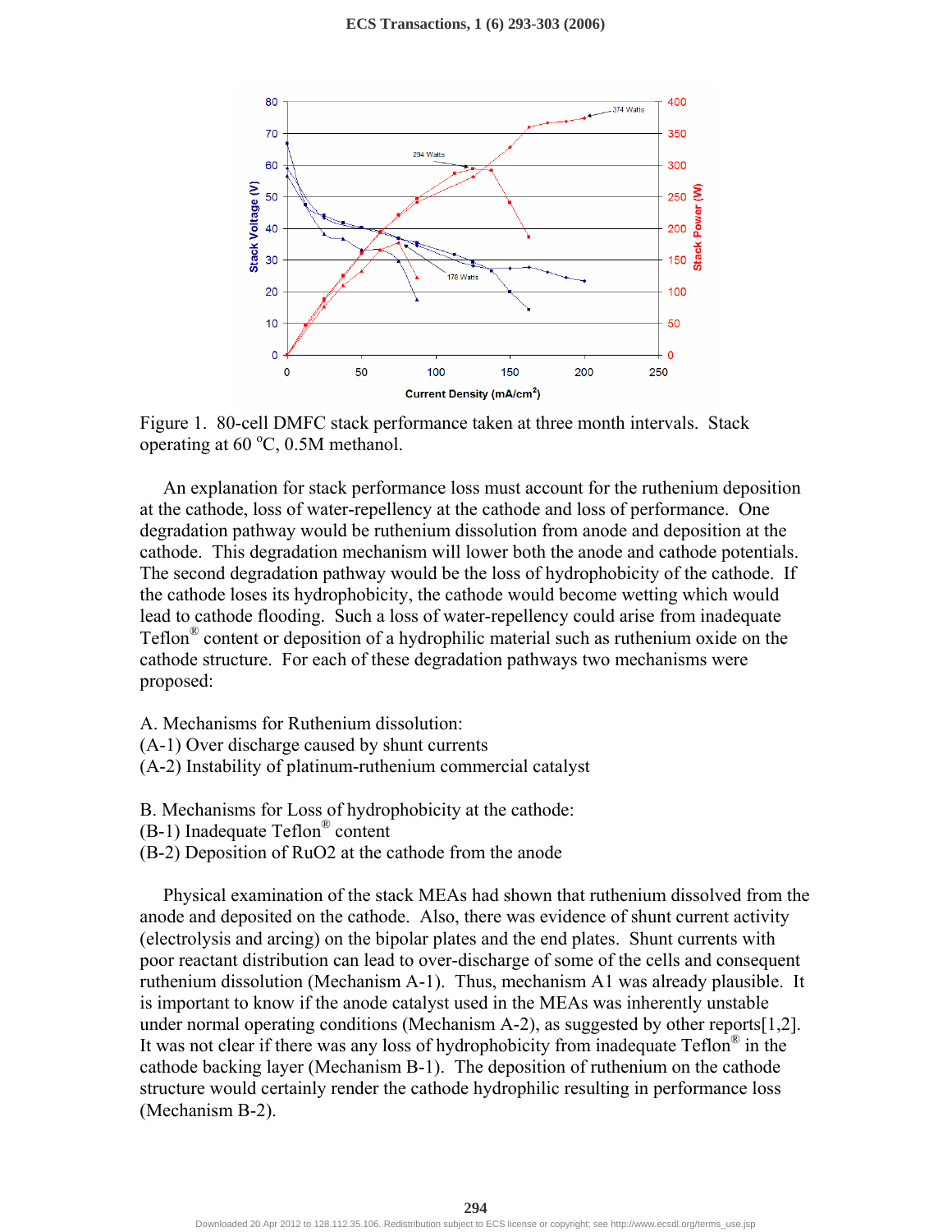Figure 1. 80-cell DMFC stack performance taken at three month intervals. Stack operating at 60 °C, 0.5M methanol.

An explanation for stack performance loss must account for the ruthenium deposition at the cathode, loss of water-repellency at the cathode and loss of performance. One degradation pathway would be ruthenium dissolution from anode and deposition at the cathode. This degradation mechanism will lower both the anode and cathode potentials. The second degradation pathway would be the loss of hydrophobicity of the cathode. If the cathode loses its hydrophobicity, the cathode would become wetting which would lead to cathode flooding. Such a loss of water-repellency could arise from inadequate Teflon® content or deposition of a hydrophilic material such as ruthenium oxide on the cathode structure. For each of these degradation pathways two mechanisms were proposed:

A. Mechanisms for Ruthenium dissolution:
(A-1) Over discharge caused by shunt currents
(A-2) Instability of platinum-ruthenium commercial catalyst

B. Mechanisms for Loss of hydrophobicity at the cathode:
(B-1) Inadequate Teflon® content
(B-2) Deposition of RuO2 at the cathode from the anode

Physical examination of the stack MEAs had shown that ruthenium dissolved from the anode and deposited on the cathode. Also, there was evidence of shunt current activity (electrolysis and arcing) on the bipolar plates and the end plates. Shunt currents with poor reactant distribution can lead to over-discharge of some of the cells and consequent ruthenium dissolution (Mechanism A-1). Thus, mechanism A1 was already plausible. It is important to know if the anode catalyst used in the MEAs was inherently unstable under normal operating conditions (Mechanism A-2), as suggested by other reports[1,2]. It was not clear if there was any loss of hydrophobicity from inadequate Teflon® in the cathode backing layer (Mechanism B-1). The deposition of ruthenium on the cathode structure would certainly render the cathode hydrophilic resulting in performance loss (Mechanism B-2).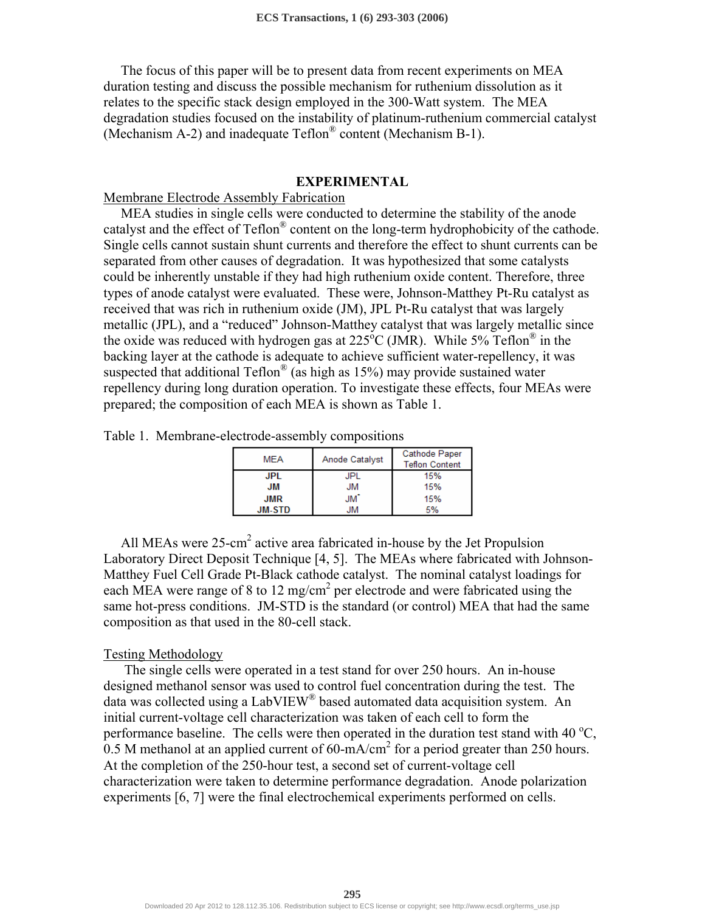The focus of this paper will be to present data from recent experiments on MEA duration testing and discuss the possible mechanism for ruthenium dissolution as it relates to the specific stack design employed in the 300-Watt system. The MEA degradation studies focused on the instability of platinum-ruthenium commercial catalyst (Mechanism A-2) and inadequate Teflon® content (Mechanism B-1).

## EXPERIMENTAL

### Membrane Electrode Assembly Fabrication

MEA studies in single cells were conducted to determine the stability of the anode catalyst and the effect of Teflon® content on the long-term hydrophobicity of the cathode. Single cells cannot sustain shunt currents and therefore the effect to shunt currents can be separated from other causes of degradation. It was hypothesized that some catalysts could be inherently unstable if they had high ruthenium oxide content. Therefore, three types of anode catalyst were evaluated. These were, Johnson-Matthey Pt-Ru catalyst as received that was rich in ruthenium oxide (JM), JPL Pt-Ru catalyst that was largely metallic (JPL), and a "reduced" Johnson-Matthey catalyst that was largely metallic since the oxide was reduced with hydrogen gas at 225°C (JMR). While 5% Teflon® in the backing layer at the cathode is adequate to achieve sufficient water-repellency, it was suspected that additional Teflon® (as high as 15%) may provide sustained water repellency during long duration operation. To investigate these effects, four MEAs were prepared; the composition of each MEA is shown as Table 1.

Table 1. Membrane-electrode-assembly compositions

| MEA | Anode Catalyst | Cathode Paper Teflon Content |
|---|---|---|
| **JPL** | JPL | 15% |
| **JM** | JM | 15% |
| **JMR** | JM* | 15% |
| **JM-STD** | JM | 5% |

All MEAs were 25-cm$^2$ active area fabricated in-house by the Jet Propulsion Laboratory Direct Deposit Technique [4, 5]. The MEAs where fabricated with Johnson-Matthey Fuel Cell Grade Pt-Black cathode catalyst. The nominal catalyst loadings for each MEA were range of 8 to 12 mg/cm$^2$ per electrode and were fabricated using the same hot-press conditions. JM-STD is the standard (or control) MEA that had the same composition as that used in the 80-cell stack.

### Testing Methodology

The single cells were operated in a test stand for over 250 hours. An in-house designed methanol sensor was used to control fuel concentration during the test. The data was collected using a LabVIEW® based automated data acquisition system. An initial current-voltage cell characterization was taken of each cell to form the performance baseline. The cells were then operated in the duration test stand with 40 °C, 0.5 M methanol at an applied current of 60-mA/cm$^2$ for a period greater than 250 hours. At the completion of the 250-hour test, a second set of current-voltage cell characterization were taken to determine performance degradation. Anode polarization experiments [6, 7] were the final electrochemical experiments performed on cells.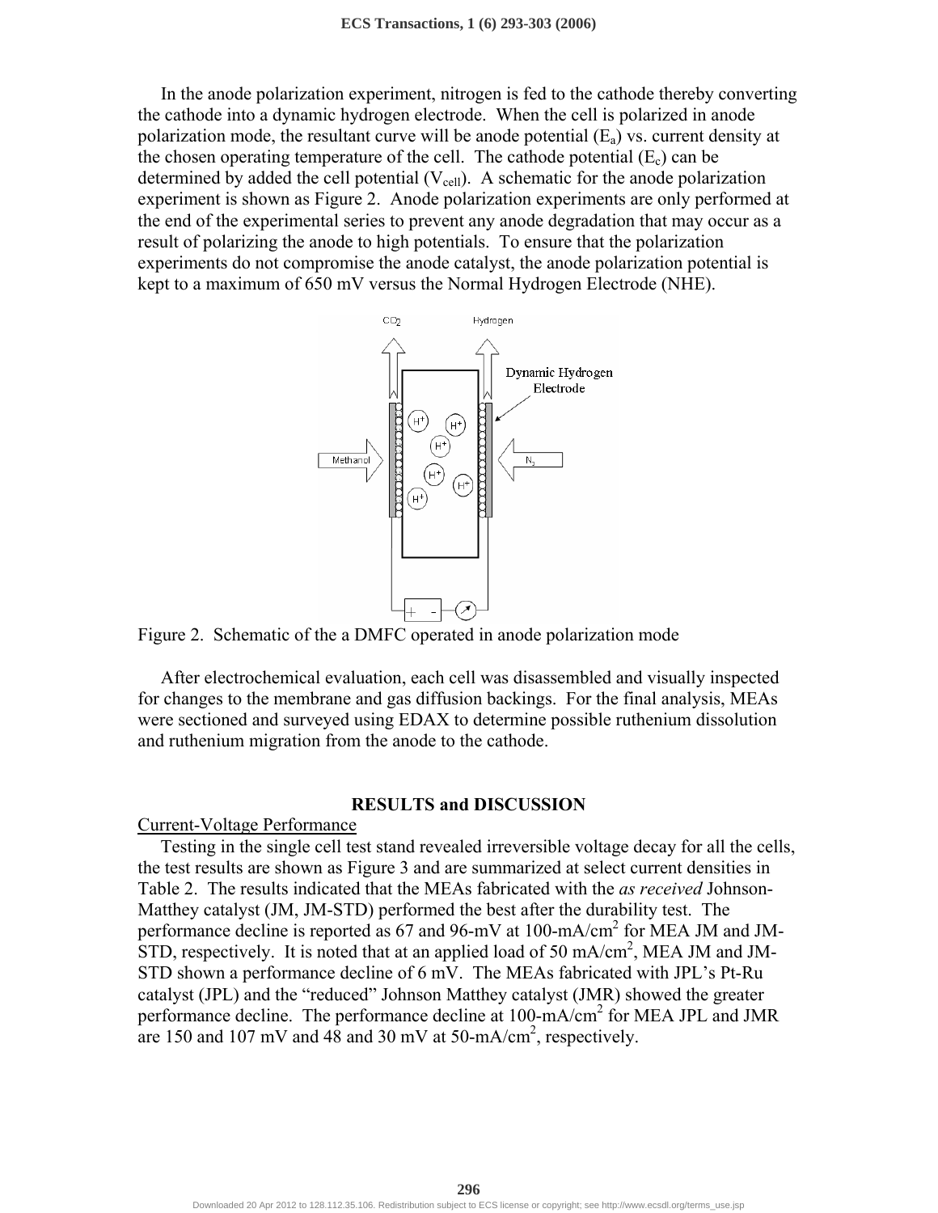In the anode polarization experiment, nitrogen is fed to the cathode thereby converting the cathode into a dynamic hydrogen electrode. When the cell is polarized in anode polarization mode, the resultant curve will be anode potential ($E_a$) vs. current density at the chosen operating temperature of the cell. The cathode potential ($E_c$) can be determined by added the cell potential ($V_{cell}$). A schematic for the anode polarization experiment is shown as Figure 2. Anode polarization experiments are only performed at the end of the experimental series to prevent any anode degradation that may occur as a result of polarizing the anode to high potentials. To ensure that the polarization experiments do not compromise the anode catalyst, the anode polarization potential is kept to a maximum of 650 mV versus the Normal Hydrogen Electrode (NHE).

Figure 2. Schematic of the a DMFC operated in anode polarization mode

After electrochemical evaluation, each cell was disassembled and visually inspected for changes to the membrane and gas diffusion backings. For the final analysis, MEAs were sectioned and surveyed using EDAX to determine possible ruthenium dissolution and ruthenium migration from the anode to the cathode.

## RESULTS and DISCUSSION

### Current-Voltage Performance

Testing in the single cell test stand revealed irreversible voltage decay for all the cells, the test results are shown as Figure 3 and are summarized at select current densities in Table 2. The results indicated that the MEAs fabricated with the *as received* Johnson-Matthey catalyst (JM, JM-STD) performed the best after the durability test. The performance decline is reported as 67 and 96-mV at 100-mA/cm$^2$ for MEA JM and JM-STD, respectively. It is noted that at an applied load of 50 mA/cm$^2$, MEA JM and JM-STD shown a performance decline of 6 mV. The MEAs fabricated with JPL's Pt-Ru catalyst (JPL) and the "reduced" Johnson Matthey catalyst (JMR) showed the greater performance decline. The performance decline at 100-mA/cm$^2$ for MEA JPL and JMR are 150 and 107 mV and 48 and 30 mV at 50-mA/cm$^2$, respectively.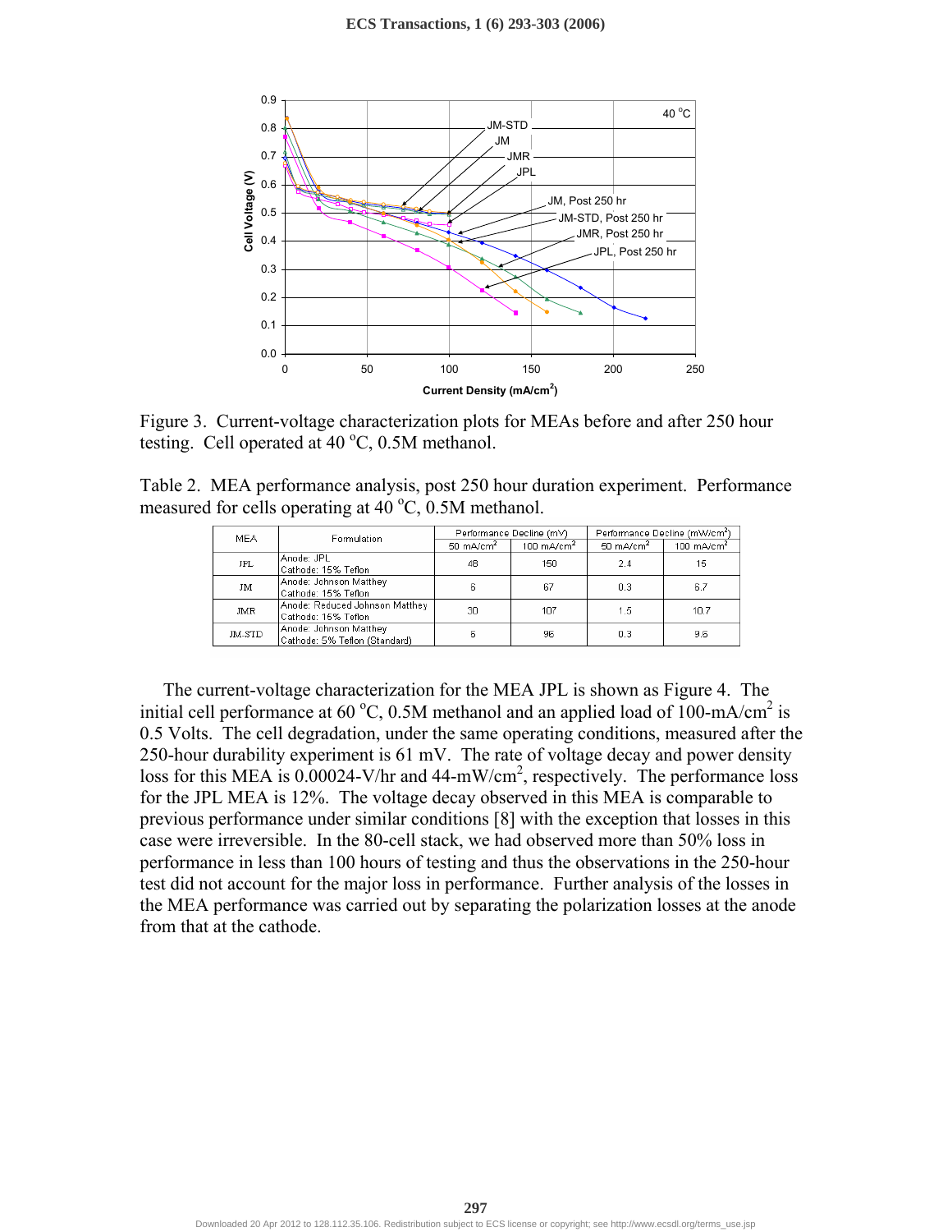Figure 3. Current-voltage characterization plots for MEAs before and after 250 hour testing. Cell operated at 40 °C, 0.5M methanol.

Table 2. MEA performance analysis, post 250 hour duration experiment. Performance measured for cells operating at 40 °C, 0.5M methanol.

| MEA | Formulation | Performance Decline (mV) | | Performance Decline (mW/cm$^2$) | |
|---|---|---|---|---|---|
| | | 50 mA/cm$^2$ | 100 mA/cm$^2$ | 50 mA/cm$^2$ | 100 mA/cm$^2$ |
| JPL | Anode: JPL<br>Cathode: 15% Teflon | 48 | 150 | 2.4 | 15 |
| JM | Anode: Johnson Matthey<br>Cathode: 15% Teflon | 6 | 67 | 0.3 | 6.7 |
| JMR | Anode: Reduced Johnson Matthey<br>Cathode: 15% Teflon | 30 | 107 | 1.5 | 10.7 |
| JM-STD | Anode: Johnson Matthey<br>Cathode: 5% Teflon (Standard) | 6 | 96 | 0.3 | 9.6 |

The current-voltage characterization for the MEA JPL is shown as Figure 4. The initial cell performance at 60 °C, 0.5M methanol and an applied load of 100-mA/cm$^2$ is 0.5 Volts. The cell degradation, under the same operating conditions, measured after the 250-hour durability experiment is 61 mV. The rate of voltage decay and power density loss for this MEA is 0.00024-V/hr and 44-mW/cm$^2$, respectively. The performance loss for the JPL MEA is 12%. The voltage decay observed in this MEA is comparable to previous performance under similar conditions [8] with the exception that losses in this case were irreversible. In the 80-cell stack, we had observed more than 50% loss in performance in less than 100 hours of testing and thus the observations in the 250-hour test did not account for the major loss in performance. Further analysis of the losses in the MEA performance was carried out by separating the polarization losses at the anode from that at the cathode.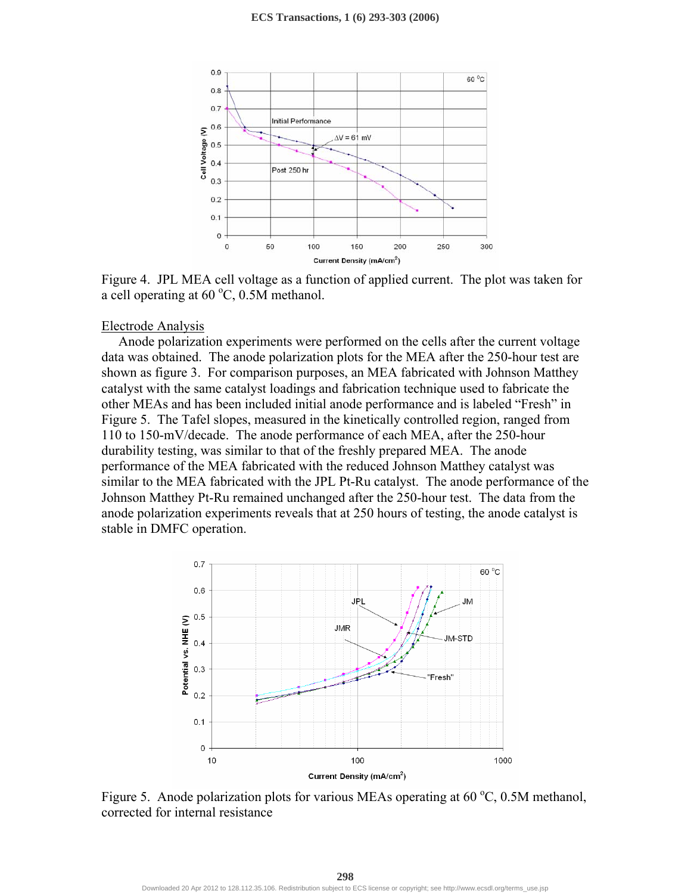Figure 4. JPL MEA cell voltage as a function of applied current. The plot was taken for a cell operating at 60 °C, 0.5M methanol.

Electrode Analysis

Anode polarization experiments were performed on the cells after the current voltage data was obtained. The anode polarization plots for the MEA after the 250-hour test are shown as figure 3. For comparison purposes, an MEA fabricated with Johnson Matthey catalyst with the same catalyst loadings and fabrication technique used to fabricate the other MEAs and has been included initial anode performance and is labeled "Fresh" in Figure 5. The Tafel slopes, measured in the kinetically controlled region, ranged from 110 to 150-mV/decade. The anode performance of each MEA, after the 250-hour durability testing, was similar to that of the freshly prepared MEA. The anode performance of the MEA fabricated with the reduced Johnson Matthey catalyst was similar to the MEA fabricated with the JPL Pt-Ru catalyst. The anode performance of the Johnson Matthey Pt-Ru remained unchanged after the 250-hour test. The data from the anode polarization experiments reveals that at 250 hours of testing, the anode catalyst is stable in DMFC operation.

Figure 5. Anode polarization plots for various MEAs operating at 60 °C, 0.5M methanol, corrected for internal resistance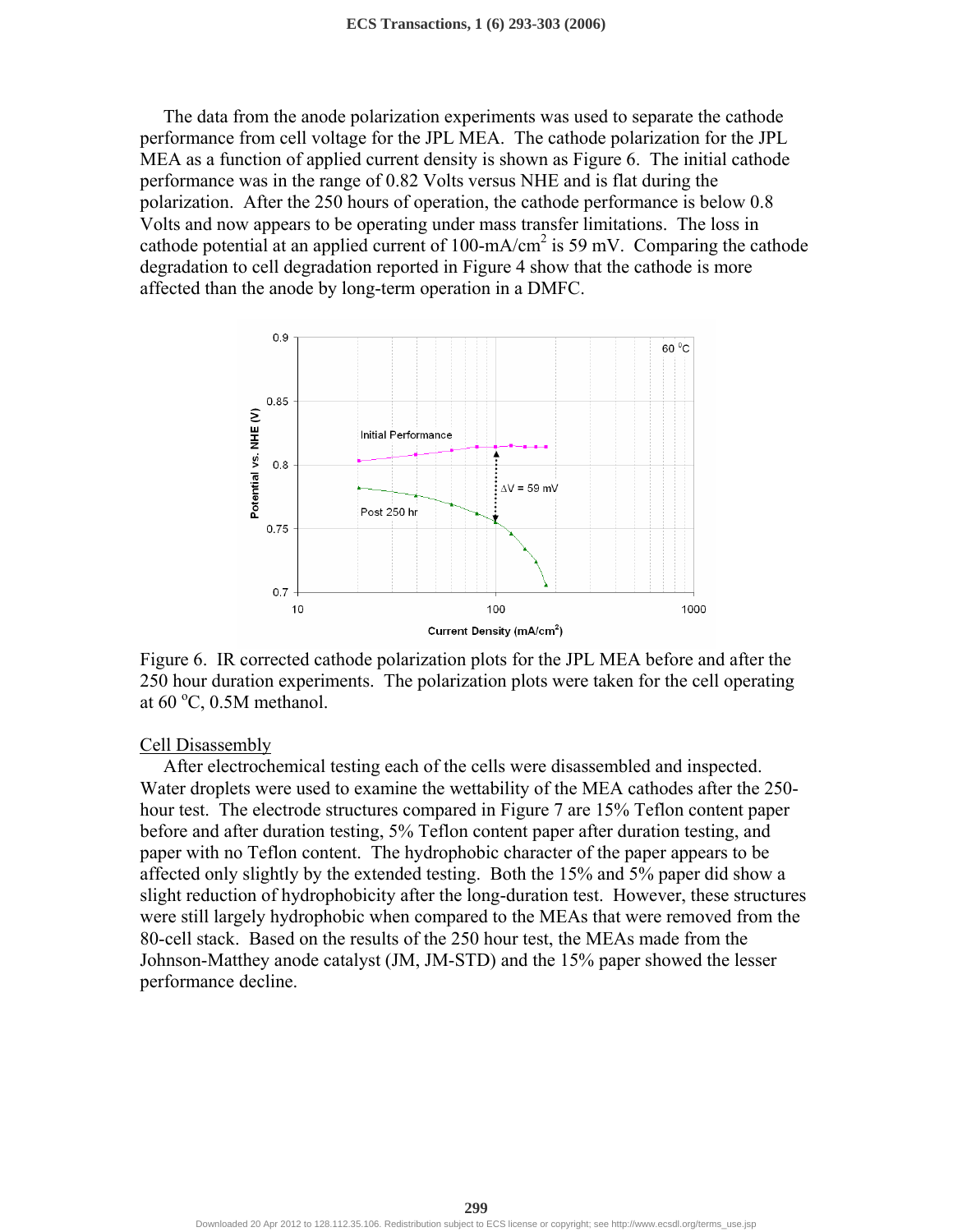The data from the anode polarization experiments was used to separate the cathode performance from cell voltage for the JPL MEA. The cathode polarization for the JPL MEA as a function of applied current density is shown as Figure 6. The initial cathode performance was in the range of 0.82 Volts versus NHE and is flat during the polarization. After the 250 hours of operation, the cathode performance is below 0.8 Volts and now appears to be operating under mass transfer limitations. The loss in cathode potential at an applied current of 100-mA/cm$^2$ is 59 mV. Comparing the cathode degradation to cell degradation reported in Figure 4 show that the cathode is more affected than the anode by long-term operation in a DMFC.

Figure 6. IR corrected cathode polarization plots for the JPL MEA before and after the 250 hour duration experiments. The polarization plots were taken for the cell operating at 60 $^{o}$C, 0.5M methanol.

Cell Disassembly

After electrochemical testing each of the cells were disassembled and inspected. Water droplets were used to examine the wettability of the MEA cathodes after the 250-hour test. The electrode structures compared in Figure 7 are 15% Teflon content paper before and after duration testing, 5% Teflon content paper after duration testing, and paper with no Teflon content. The hydrophobic character of the paper appears to be affected only slightly by the extended testing. Both the 15% and 5% paper did show a slight reduction of hydrophobicity after the long-duration test. However, these structures were still largely hydrophobic when compared to the MEAs that were removed from the 80-cell stack. Based on the results of the 250 hour test, the MEAs made from the Johnson-Matthey anode catalyst (JM, JM-STD) and the 15% paper showed the lesser performance decline.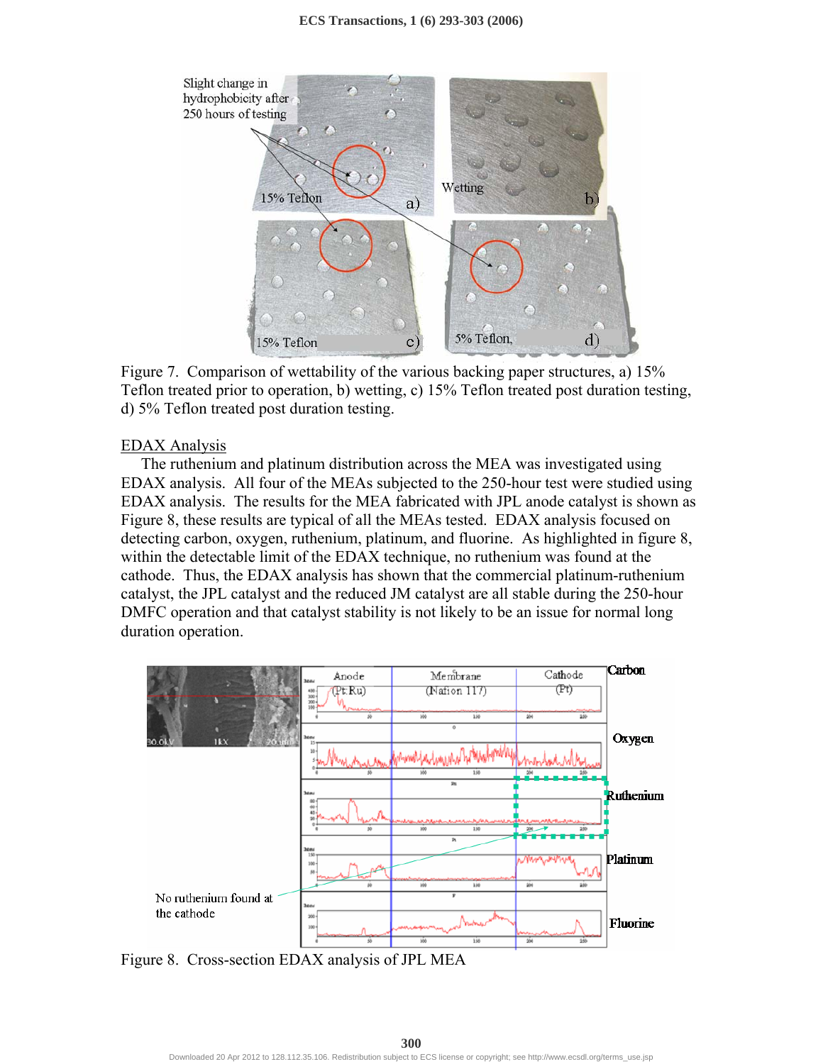Figure 7. Comparison of wettability of the various backing paper structures, a) 15% Teflon treated prior to operation, b) wetting, c) 15% Teflon treated post duration testing, d) 5% Teflon treated post duration testing.

## EDAX Analysis

The ruthenium and platinum distribution across the MEA was investigated using EDAX analysis. All four of the MEAs subjected to the 250-hour test were studied using EDAX analysis. The results for the MEA fabricated with JPL anode catalyst is shown as Figure 8, these results are typical of all the MEAs tested. EDAX analysis focused on detecting carbon, oxygen, ruthenium, platinum, and fluorine. As highlighted in figure 8, within the detectable limit of the EDAX technique, no ruthenium was found at the cathode. Thus, the EDAX analysis has shown that the commercial platinum-ruthenium catalyst, the JPL catalyst and the reduced JM catalyst are all stable during the 250-hour DMFC operation and that catalyst stability is not likely to be an issue for normal long duration operation.

Figure 8. Cross-section EDAX analysis of JPL MEA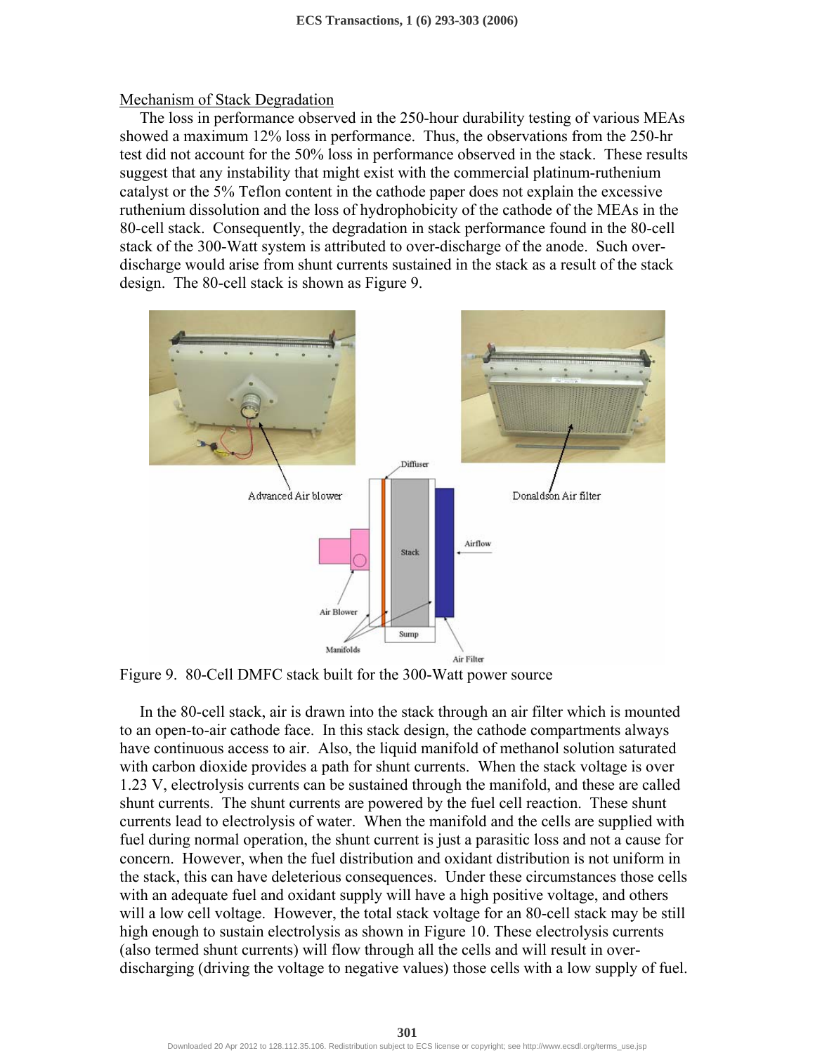Mechanism of Stack Degradation

The loss in performance observed in the 250-hour durability testing of various MEAs showed a maximum 12% loss in performance. Thus, the observations from the 250-hr test did not account for the 50% loss in performance observed in the stack. These results suggest that any instability that might exist with the commercial platinum-ruthenium catalyst or the 5% Teflon content in the cathode paper does not explain the excessive ruthenium dissolution and the loss of hydrophobicity of the cathode of the MEAs in the 80-cell stack. Consequently, the degradation in stack performance found in the 80-cell stack of the 300-Watt system is attributed to over-discharge of the anode. Such over-discharge would arise from shunt currents sustained in the stack as a result of the stack design. The 80-cell stack is shown as Figure 9.

Figure 9. 80-Cell DMFC stack built for the 300-Watt power source

In the 80-cell stack, air is drawn into the stack through an air filter which is mounted to an open-to-air cathode face. In this stack design, the cathode compartments always have continuous access to air. Also, the liquid manifold of methanol solution saturated with carbon dioxide provides a path for shunt currents. When the stack voltage is over 1.23 V, electrolysis currents can be sustained through the manifold, and these are called shunt currents. The shunt currents are powered by the fuel cell reaction. These shunt currents lead to electrolysis of water. When the manifold and the cells are supplied with fuel during normal operation, the shunt current is just a parasitic loss and not a cause for concern. However, when the fuel distribution and oxidant distribution is not uniform in the stack, this can have deleterious consequences. Under these circumstances those cells with an adequate fuel and oxidant supply will have a high positive voltage, and others will a low cell voltage. However, the total stack voltage for an 80-cell stack may be still high enough to sustain electrolysis as shown in Figure 10. These electrolysis currents (also termed shunt currents) will flow through all the cells and will result in over-discharging (driving the voltage to negative values) those cells with a low supply of fuel.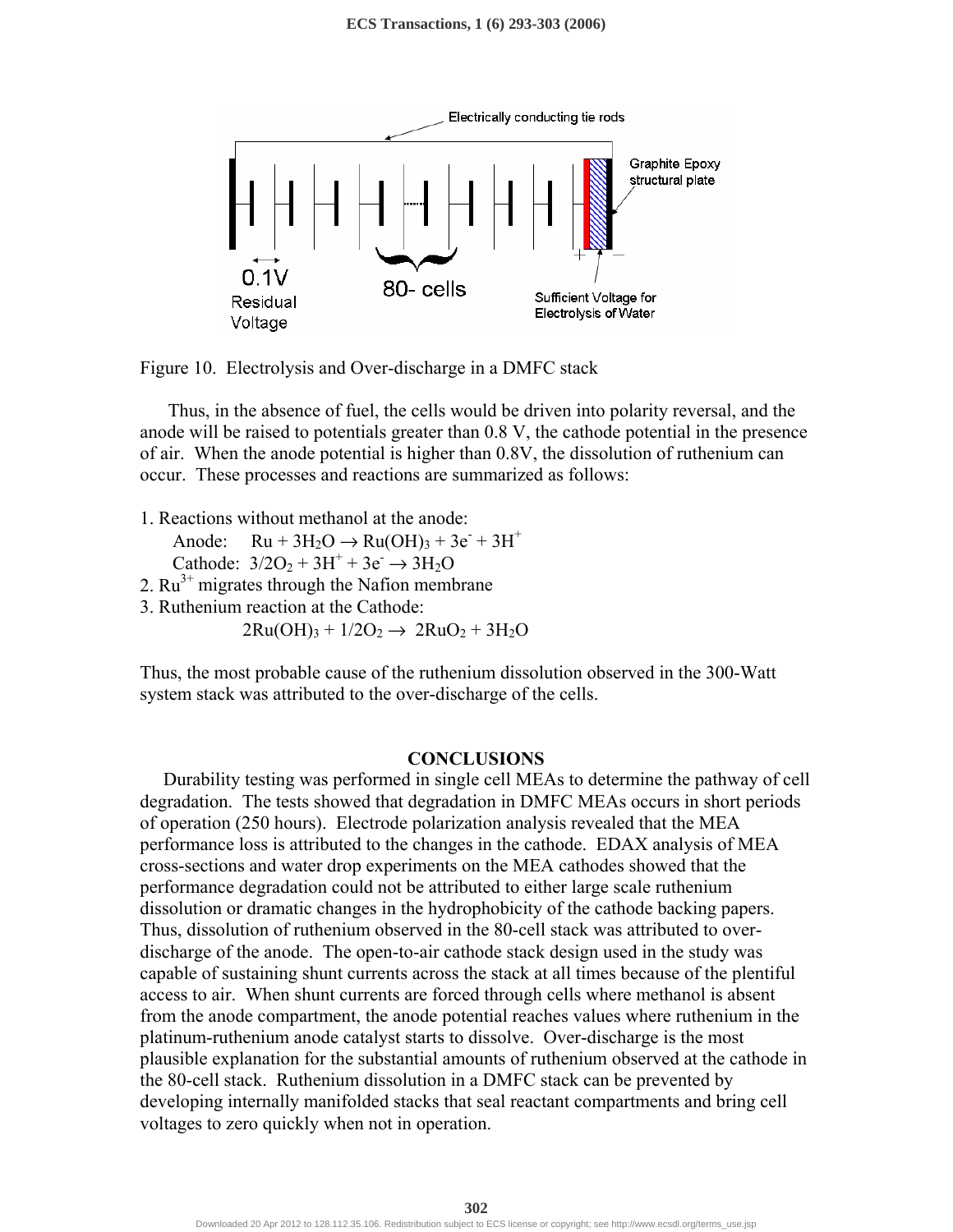Figure 10. Electrolysis and Over-discharge in a DMFC stack

Thus, in the absence of fuel, the cells would be driven into polarity reversal, and the anode will be raised to potentials greater than 0.8 V, the cathode potential in the presence of air. When the anode potential is higher than 0.8V, the dissolution of ruthenium can occur. These processes and reactions are summarized as follows:

1. Reactions without methanol at the anode:
   - Anode: $Ru + 3H_2O \rightarrow Ru(OH)_3 + 3e^- + 3H^+$
   - Cathode: $3/2O_2 + 3H^+ + 3e^- \rightarrow 3H_2O$
2. $Ru^{3+}$ migrates through the Nafion membrane
3. Ruthenium reaction at the Cathode:

$$2Ru(OH)_3 + 1/2O_2 \rightarrow 2RuO_2 + 3H_2O$$

Thus, the most probable cause of the ruthenium dissolution observed in the 300-Watt system stack was attributed to the over-discharge of the cells.

## CONCLUSIONS

Durability testing was performed in single cell MEAs to determine the pathway of cell degradation. The tests showed that degradation in DMFC MEAs occurs in short periods of operation (250 hours). Electrode polarization analysis revealed that the MEA performance loss is attributed to the changes in the cathode. EDAX analysis of MEA cross-sections and water drop experiments on the MEA cathodes showed that the performance degradation could not be attributed to either large scale ruthenium dissolution or dramatic changes in the hydrophobicity of the cathode backing papers. Thus, dissolution of ruthenium observed in the 80-cell stack was attributed to over-discharge of the anode. The open-to-air cathode stack design used in the study was capable of sustaining shunt currents across the stack at all times because of the plentiful access to air. When shunt currents are forced through cells where methanol is absent from the anode compartment, the anode potential reaches values where ruthenium in the platinum-ruthenium anode catalyst starts to dissolve. Over-discharge is the most plausible explanation for the substantial amounts of ruthenium observed at the cathode in the 80-cell stack. Ruthenium dissolution in a DMFC stack can be prevented by developing internally manifolded stacks that seal reactant compartments and bring cell voltages to zero quickly when not in operation.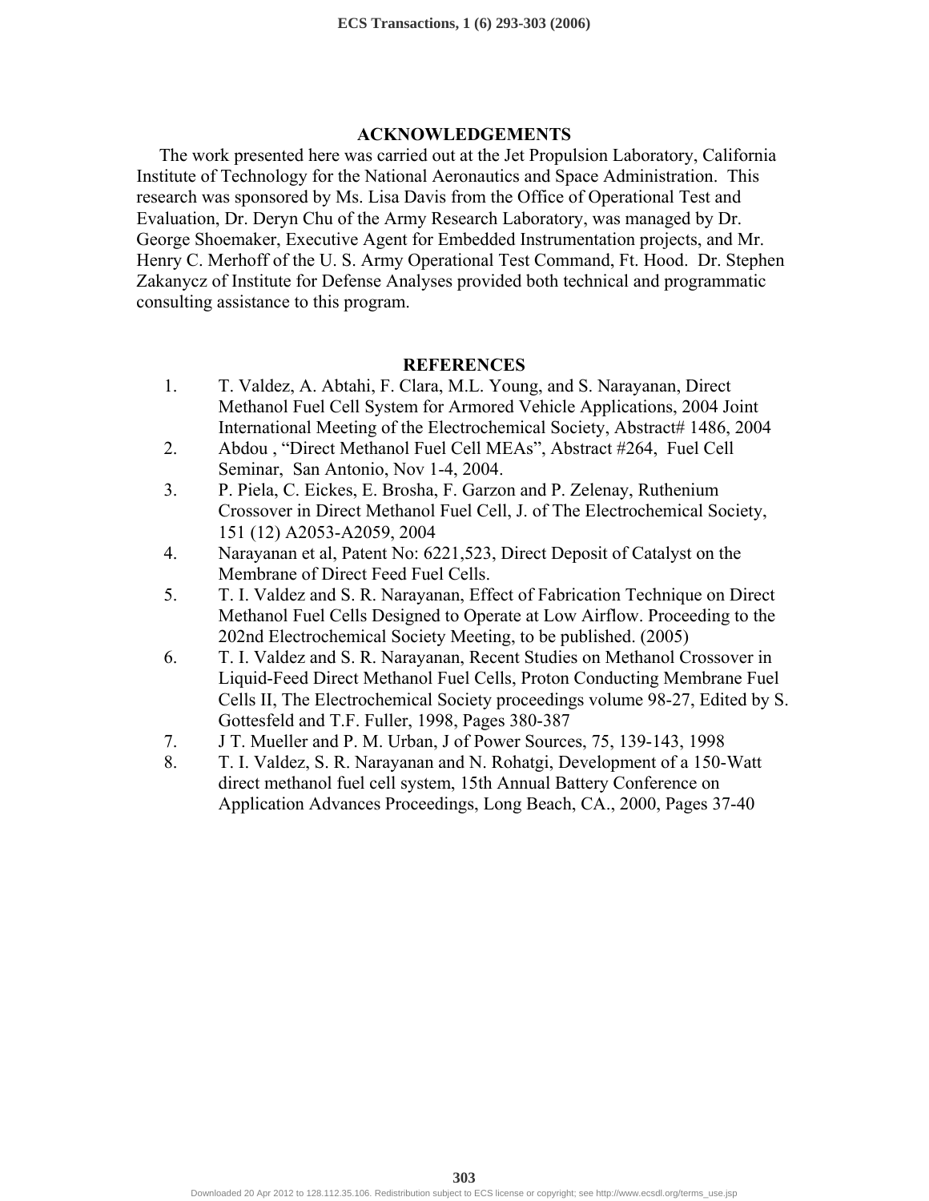## ACKNOWLEDGEMENTS

The work presented here was carried out at the Jet Propulsion Laboratory, California Institute of Technology for the National Aeronautics and Space Administration. This research was sponsored by Ms. Lisa Davis from the Office of Operational Test and Evaluation, Dr. Deryn Chu of the Army Research Laboratory, was managed by Dr. George Shoemaker, Executive Agent for Embedded Instrumentation projects, and Mr. Henry C. Merhoff of the U. S. Army Operational Test Command, Ft. Hood. Dr. Stephen Zakanycz of Institute for Defense Analyses provided both technical and programmatic consulting assistance to this program.

## REFERENCES

1. T. Valdez, A. Abtahi, F. Clara, M.L. Young, and S. Narayanan, Direct Methanol Fuel Cell System for Armored Vehicle Applications, 2004 Joint International Meeting of the Electrochemical Society, Abstract# 1486, 2004
2. Abdou , "Direct Methanol Fuel Cell MEAs", Abstract #264, Fuel Cell Seminar, San Antonio, Nov 1-4, 2004.
3. P. Piela, C. Eickes, E. Brosha, F. Garzon and P. Zelenay, Ruthenium Crossover in Direct Methanol Fuel Cell, J. of The Electrochemical Society, 151 (12) A2053-A2059, 2004
4. Narayanan et al, Patent No: 6221,523, Direct Deposit of Catalyst on the Membrane of Direct Feed Fuel Cells.
5. T. I. Valdez and S. R. Narayanan, Effect of Fabrication Technique on Direct Methanol Fuel Cells Designed to Operate at Low Airflow. Proceeding to the 202nd Electrochemical Society Meeting, to be published. (2005)
6. T. I. Valdez and S. R. Narayanan, Recent Studies on Methanol Crossover in Liquid-Feed Direct Methanol Fuel Cells, Proton Conducting Membrane Fuel Cells II, The Electrochemical Society proceedings volume 98-27, Edited by S. Gottesfeld and T.F. Fuller, 1998, Pages 380-387
7. J T. Mueller and P. M. Urban, J of Power Sources, 75, 139-143, 1998
8. T. I. Valdez, S. R. Narayanan and N. Rohatgi, Development of a 150-Watt direct methanol fuel cell system, 15th Annual Battery Conference on Application Advances Proceedings, Long Beach, CA., 2000, Pages 37-40